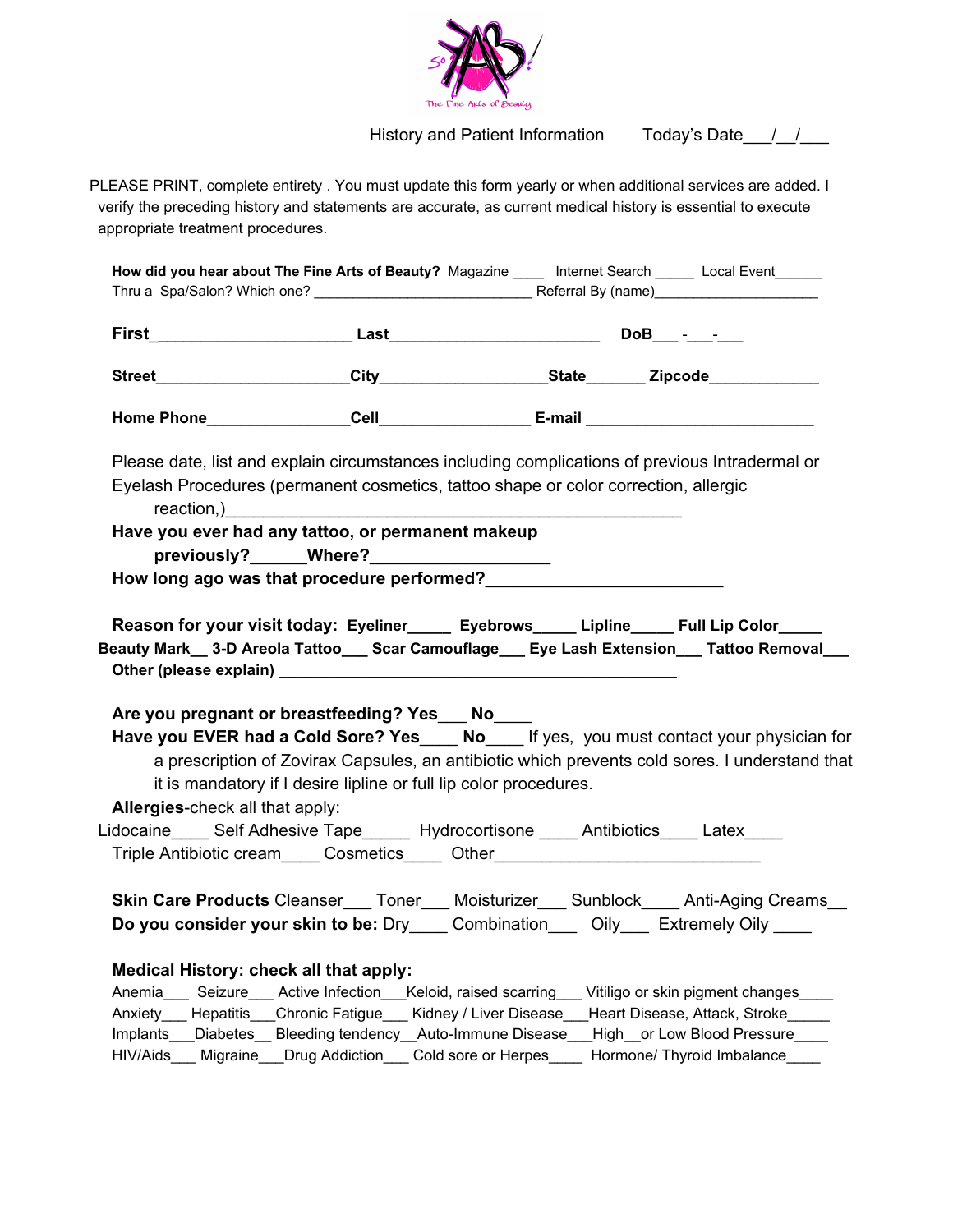The Fine Arts of Beauty

History and Patient Information        Today's Date___/__/___

PLEASE PRINT, complete entirety . You must update this form yearly or when additional services are added. I verify the preceding history and statements are accurate, as current medical history is essential to execute appropriate treatment procedures.

**How did you hear about The Fine Arts of Beauty?** Magazine ____ Internet Search _____ Local Event______
Thru a Spa/Salon? Which one? ____________________________ Referral By (name)_____________________

**First**_______________________ **Last**_________________________ **DoB**___ -___-___

**Street**______________________**City**____________________**State**_______ **Zipcode**_____________

**Home Phone**________________**Cell**__________________ **E-mail** ___________________________

Please date, list and explain circumstances including complications of previous Intradermal or Eyelash Procedures (permanent cosmetics, tattoo shape or color correction, allergic reaction,)__________________________________________________

**Have you ever had any tattoo, or permanent makeup previously?______Where?___________________**

**How long ago was that procedure performed?_________________________**

**Reason for your visit today: Eyeliner_____ Eyebrows_____ Lipline_____ Full Lip Color_____ Beauty Mark__ 3-D Areola Tattoo___ Scar Camouflage___ Eye Lash Extension___ Tattoo Removal___ Other (please explain) _______________________________________________**

**Are you pregnant or breastfeeding? Yes___ No____**

**Have you EVER had a Cold Sore? Yes____ No____** If yes, you must contact your physician for a prescription of Zovirax Capsules, an antibiotic which prevents cold sores. I understand that it is mandatory if I desire lipline or full lip color procedures.

**Allergies**-check all that apply:
Lidocaine____ Self Adhesive Tape_____ Hydrocortisone ____ Antibiotics____ Latex____
Triple Antibiotic cream____ Cosmetics____ Other_____________________________

**Skin Care Products** Cleanser___ Toner___ Moisturizer___ Sunblock____ Anti-Aging Creams__

**Do you consider your skin to be:** Dry____ Combination___ Oily___ Extremely Oily ____

**Medical History: check all that apply:**
Anemia___ Seizure___ Active Infection___Keloid, raised scarring___ Vitiligo or skin pigment changes____
Anxiety___ Hepatitis___Chronic Fatigue___ Kidney / Liver Disease___Heart Disease, Attack, Stroke_____
Implants___Diabetes__ Bleeding tendency__Auto-Immune Disease___High__or Low Blood Pressure____
HIV/Aids___ Migraine___Drug Addiction___ Cold sore or Herpes____ Hormone/ Thyroid Imbalance____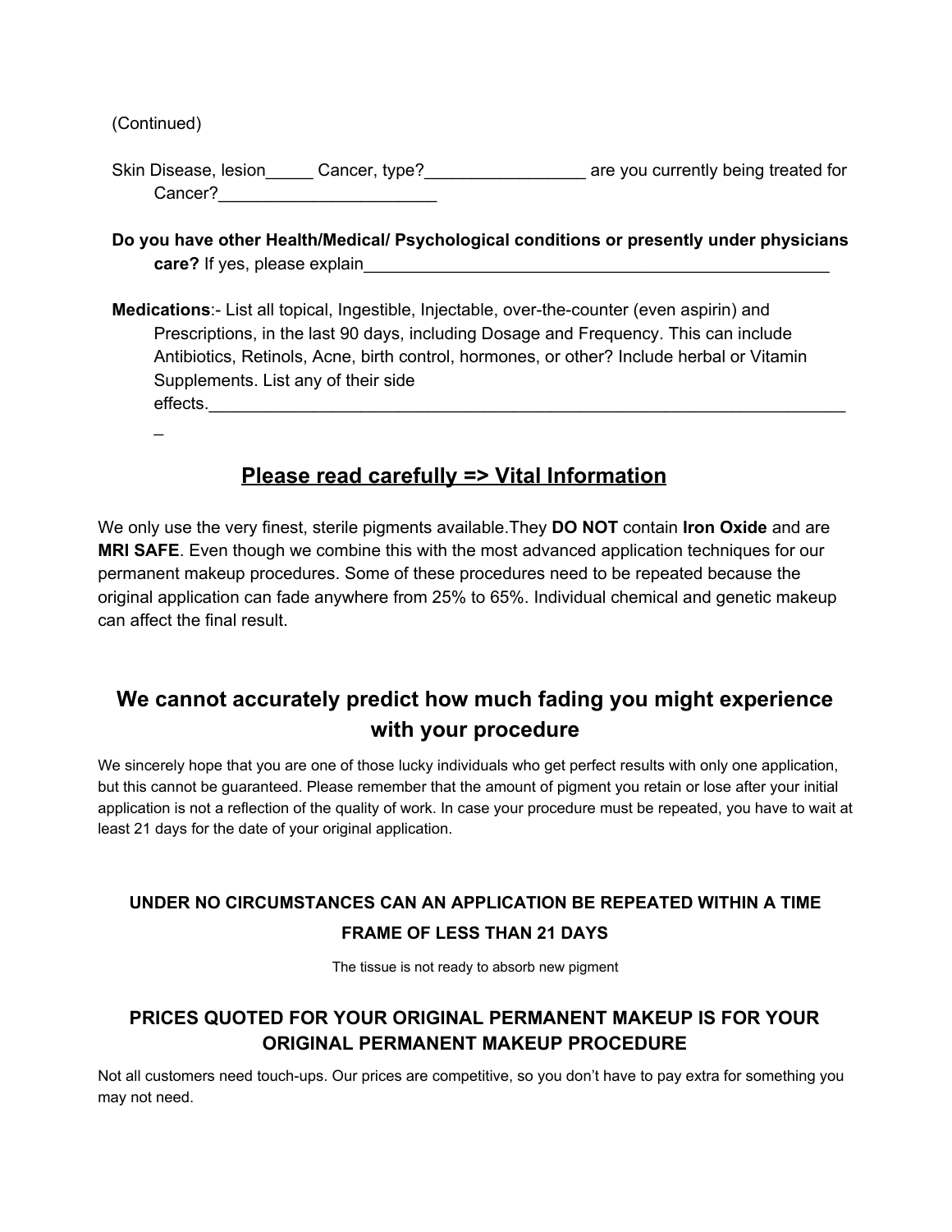(Continued)

Skin Disease, lesion_____ Cancer, type?_________________ are you currently being treated for Cancer?_______________________

**Do you have other Health/Medical/ Psychological conditions or presently under physicians care?** If yes, please explain_____________________________________________________

**Medications**:- List all topical, Ingestible, Injectable, over-the-counter (even aspirin) and Prescriptions, in the last 90 days, including Dosage and Frequency. This can include Antibiotics, Retinols, Acne, birth control, hormones, or other? Include herbal or Vitamin Supplements. List any of their side effects.______________________________________________________________________

## <u>Please read carefully => Vital Information</u>

We only use the very finest, sterile pigments available.They **DO NOT** contain **Iron Oxide** and are **MRI SAFE**. Even though we combine this with the most advanced application techniques for our permanent makeup procedures. Some of these procedures need to be repeated because the original application can fade anywhere from 25% to 65%. Individual chemical and genetic makeup can affect the final result.

## We cannot accurately predict how much fading you might experience with your procedure

We sincerely hope that you are one of those lucky individuals who get perfect results with only one application, but this cannot be guaranteed. Please remember that the amount of pigment you retain or lose after your initial application is not a reflection of the quality of work. In case your procedure must be repeated, you have to wait at least 21 days for the date of your original application.

### UNDER NO CIRCUMSTANCES CAN AN APPLICATION BE REPEATED WITHIN A TIME FRAME OF LESS THAN 21 DAYS

The tissue is not ready to absorb new pigment

### PRICES QUOTED FOR YOUR ORIGINAL PERMANENT MAKEUP IS FOR YOUR ORIGINAL PERMANENT MAKEUP PROCEDURE

Not all customers need touch-ups. Our prices are competitive, so you don't have to pay extra for something you may not need.